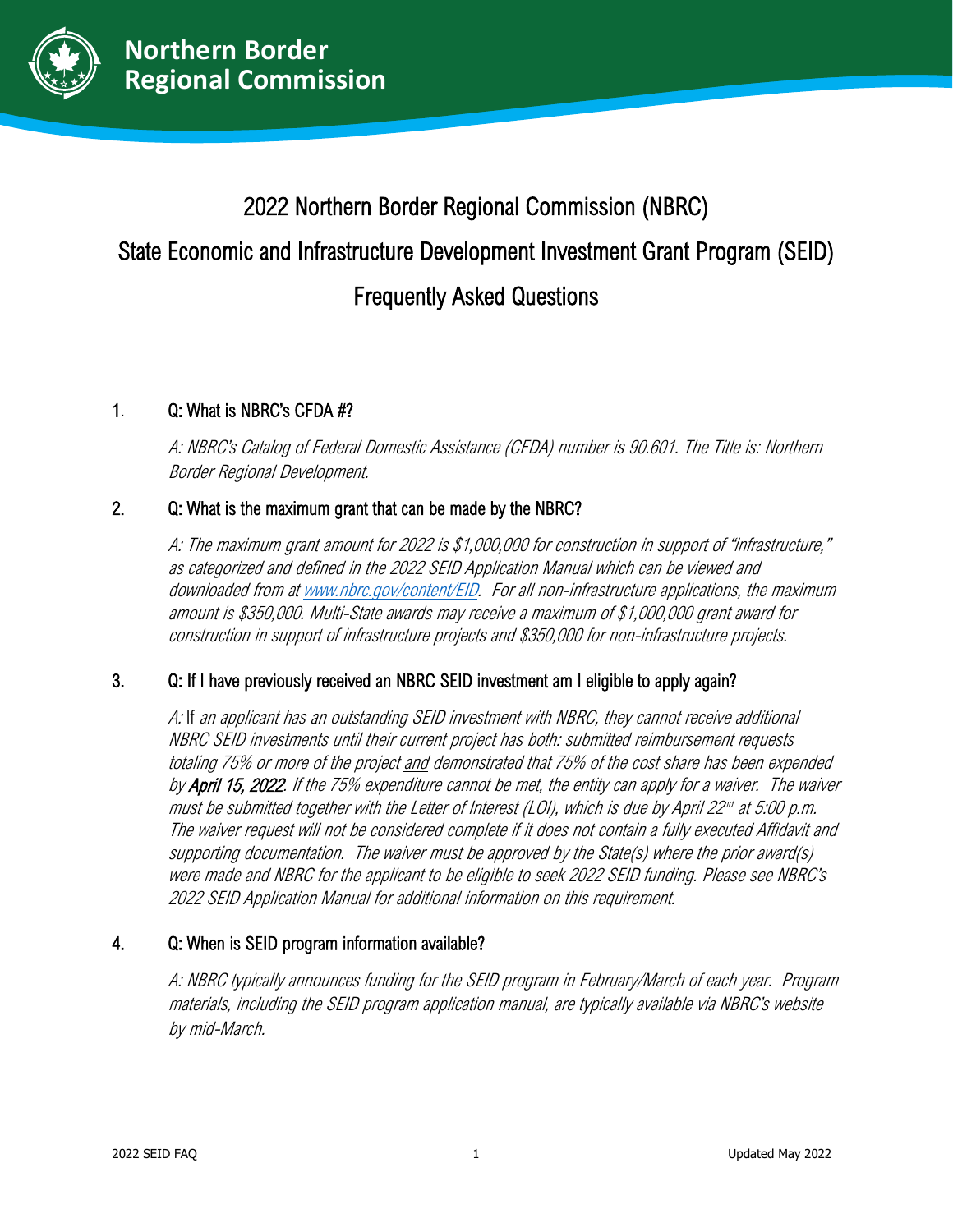**Northern Border Regional Commission**

# 2022 Northern Border Regional Commission (NBRC)

# State Economic and Infrastructure Development Investment Grant Program (SEID)

# Frequently Asked Questions

1. **Q: What is NBRC's CFDA #?**

   *A: NBRC's Catalog of Federal Domestic Assistance (CFDA) number is 90.601. The Title is: Northern Border Regional Development.*

2. **Q: What is the maximum grant that can be made by the NBRC?**

   *A: The maximum grant amount for 2022 is $1,000,000 for construction in support of "infrastructure," as categorized and defined in the 2022 SEID Application Manual which can be viewed and downloaded from at [www.nbrc.gov/content/EID](www.nbrc.gov/content/EID). For all non-infrastructure applications, the maximum amount is $350,000. Multi-State awards may receive a maximum of $1,000,000 grant award for construction in support of infrastructure projects and $350,000 for non-infrastructure projects.*

3. **Q: If I have previously received an NBRC SEID investment am I eligible to apply again?**

   *A:* If *an applicant has an outstanding SEID investment with NBRC, they cannot receive additional NBRC SEID investments until their current project has both: submitted reimbursement requests totaling 75% or more of the project* <u>*and*</u> *demonstrated that 75% of the cost share has been expended by* ***April 15, 2022****. If the 75% expenditure cannot be met, the entity can apply for a waiver. The waiver must be submitted together with the Letter of Interest (LOI), which is due by April 22nd at 5:00 p.m. The waiver request will not be considered complete if it does not contain a fully executed Affidavit and supporting documentation. The waiver must be approved by the State(s) where the prior award(s) were made and NBRC for the applicant to be eligible to seek 2022 SEID funding. Please see NBRC's 2022 SEID Application Manual for additional information on this requirement.*

4. **Q: When is SEID program information available?**

   *A: NBRC typically announces funding for the SEID program in February/March of each year. Program materials, including the SEID program application manual, are typically available via NBRC's website by mid-March.*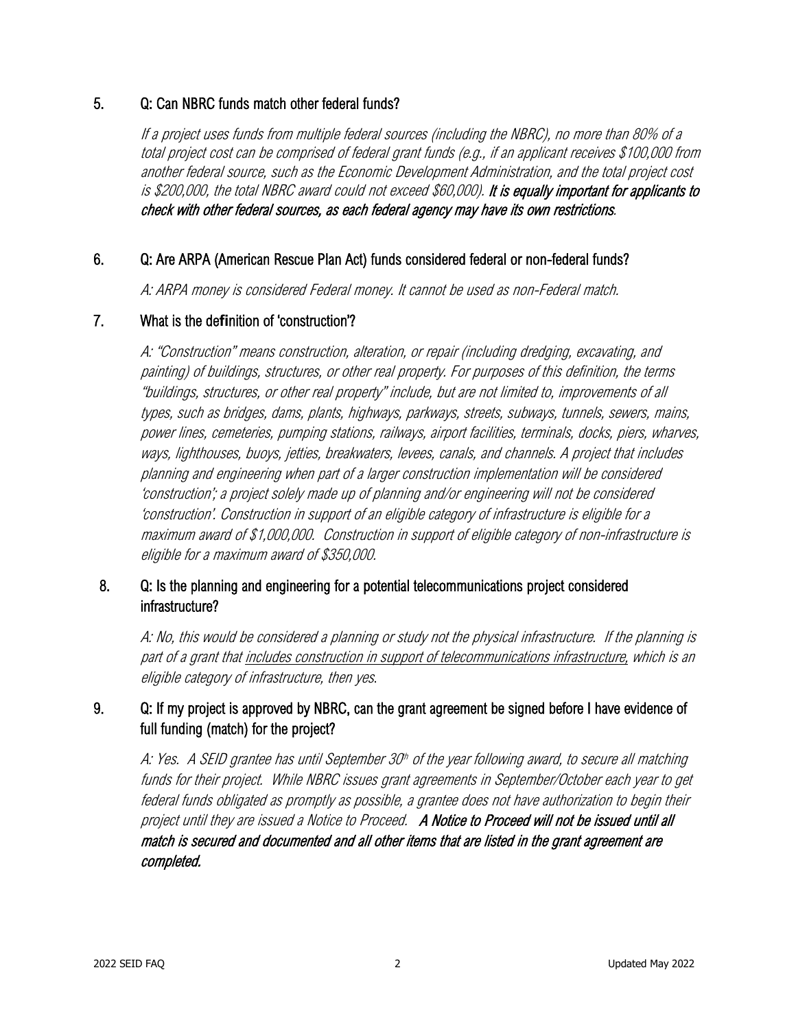5. **Q: Can NBRC funds match other federal funds?**

   *If a project uses funds from multiple federal sources (including the NBRC), no more than 80% of a total project cost can be comprised of federal grant funds (e.g., if an applicant receives $100,000 from another federal source, such as the Economic Development Administration, and the total project cost is $200,000, the total NBRC award could not exceed $60,000).* ***It is equally important for applicants to check with other federal sources, as each federal agency may have its own restrictions.***

6. **Q: Are ARPA (American Rescue Plan Act) funds considered federal or non-federal funds?**

   *A: ARPA money is considered Federal money. It cannot be used as non-Federal match.*

7. **What is the definition of 'construction'?**

   *A: "Construction" means construction, alteration, or repair (including dredging, excavating, and painting) of buildings, structures, or other real property. For purposes of this definition, the terms "buildings, structures, or other real property" include, but are not limited to, improvements of all types, such as bridges, dams, plants, highways, parkways, streets, subways, tunnels, sewers, mains, power lines, cemeteries, pumping stations, railways, airport facilities, terminals, docks, piers, wharves, ways, lighthouses, buoys, jetties, breakwaters, levees, canals, and channels. A project that includes planning and engineering when part of a larger construction implementation will be considered 'construction'; a project solely made up of planning and/or engineering will not be considered 'construction'. Construction in support of an eligible category of infrastructure is eligible for a maximum award of $1,000,000. Construction in support of eligible category of non-infrastructure is eligible for a maximum award of $350,000.*

8. **Q: Is the planning and engineering for a potential telecommunications project considered infrastructure?**

   *A: No, this would be considered a planning or study not the physical infrastructure. If the planning is part of a grant that <u>includes construction in support of telecommunications infrastructure,</u> which is an eligible category of infrastructure, then yes.*

9. **Q: If my project is approved by NBRC, can the grant agreement be signed before I have evidence of full funding (match) for the project?**

   *A: Yes. A SEID grantee has until September 30th of the year following award, to secure all matching funds for their project. While NBRC issues grant agreements in September/October each year to get federal funds obligated as promptly as possible, a grantee does not have authorization to begin their project until they are issued a Notice to Proceed.* ***A Notice to Proceed will not be issued until all match is secured and documented and all other items that are listed in the grant agreement are completed.***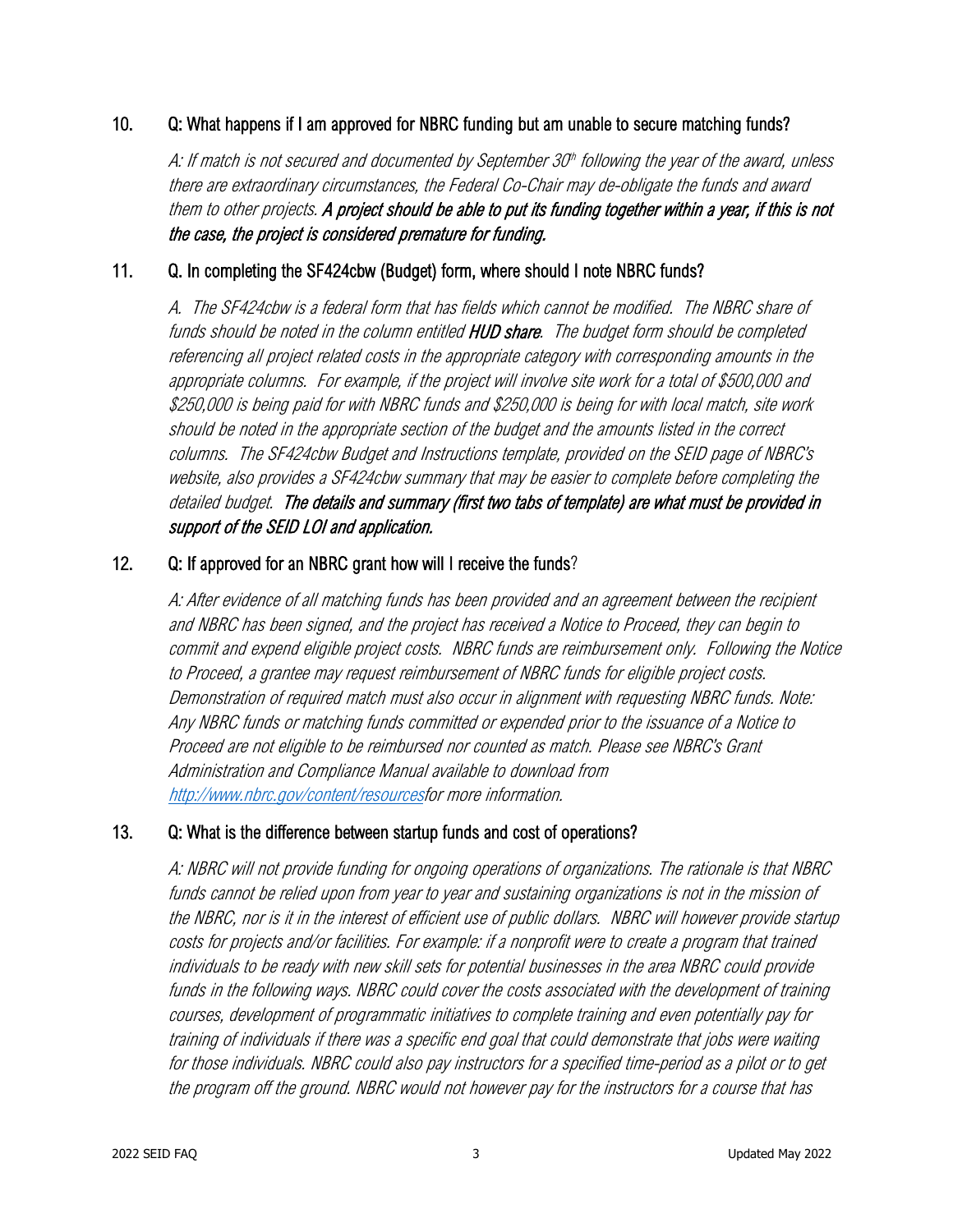10. **Q: What happens if I am approved for NBRC funding but am unable to secure matching funds?**

    *A: If match is not secured and documented by September 30th following the year of the award, unless there are extraordinary circumstances, the Federal Co-Chair may de-obligate the funds and award them to other projects.* ***A project should be able to put its funding together within a year, if this is not the case, the project is considered premature for funding.***

11. **Q. In completing the SF424cbw (Budget) form, where should I note NBRC funds?**

    *A. The SF424cbw is a federal form that has fields which cannot be modified. The NBRC share of funds should be noted in the column entitled* ***HUD share****. The budget form should be completed referencing all project related costs in the appropriate category with corresponding amounts in the appropriate columns. For example, if the project will involve site work for a total of $500,000 and $250,000 is being paid for with NBRC funds and $250,000 is being for with local match, site work should be noted in the appropriate section of the budget and the amounts listed in the correct columns. The SF424cbw Budget and Instructions template, provided on the SEID page of NBRC's website, also provides a SF424cbw summary that may be easier to complete before completing the detailed budget.* ***The details and summary (first two tabs of template) are what must be provided in support of the SEID LOI and application.***

12. **Q: If approved for an NBRC grant how will I receive the funds?**

    *A: After evidence of all matching funds has been provided and an agreement between the recipient and NBRC has been signed, and the project has received a Notice to Proceed, they can begin to commit and expend eligible project costs. NBRC funds are reimbursement only. Following the Notice to Proceed, a grantee may request reimbursement of NBRC funds for eligible project costs. Demonstration of required match must also occur in alignment with requesting NBRC funds. Note: Any NBRC funds or matching funds committed or expended prior to the issuance of a Notice to Proceed are not eligible to be reimbursed nor counted as match. Please see NBRC's Grant Administration and Compliance Manual available to download from [http://www.nbrc.gov/content/resources](http://www.nbrc.gov/content/resources)for more information.*

13. **Q: What is the difference between startup funds and cost of operations?**

    *A: NBRC will not provide funding for ongoing operations of organizations. The rationale is that NBRC funds cannot be relied upon from year to year and sustaining organizations is not in the mission of the NBRC, nor is it in the interest of efficient use of public dollars. NBRC will however provide startup costs for projects and/or facilities. For example: if a nonprofit were to create a program that trained individuals to be ready with new skill sets for potential businesses in the area NBRC could provide funds in the following ways. NBRC could cover the costs associated with the development of training courses, development of programmatic initiatives to complete training and even potentially pay for training of individuals if there was a specific end goal that could demonstrate that jobs were waiting for those individuals. NBRC could also pay instructors for a specified time-period as a pilot or to get the program off the ground. NBRC would not however pay for the instructors for a course that has*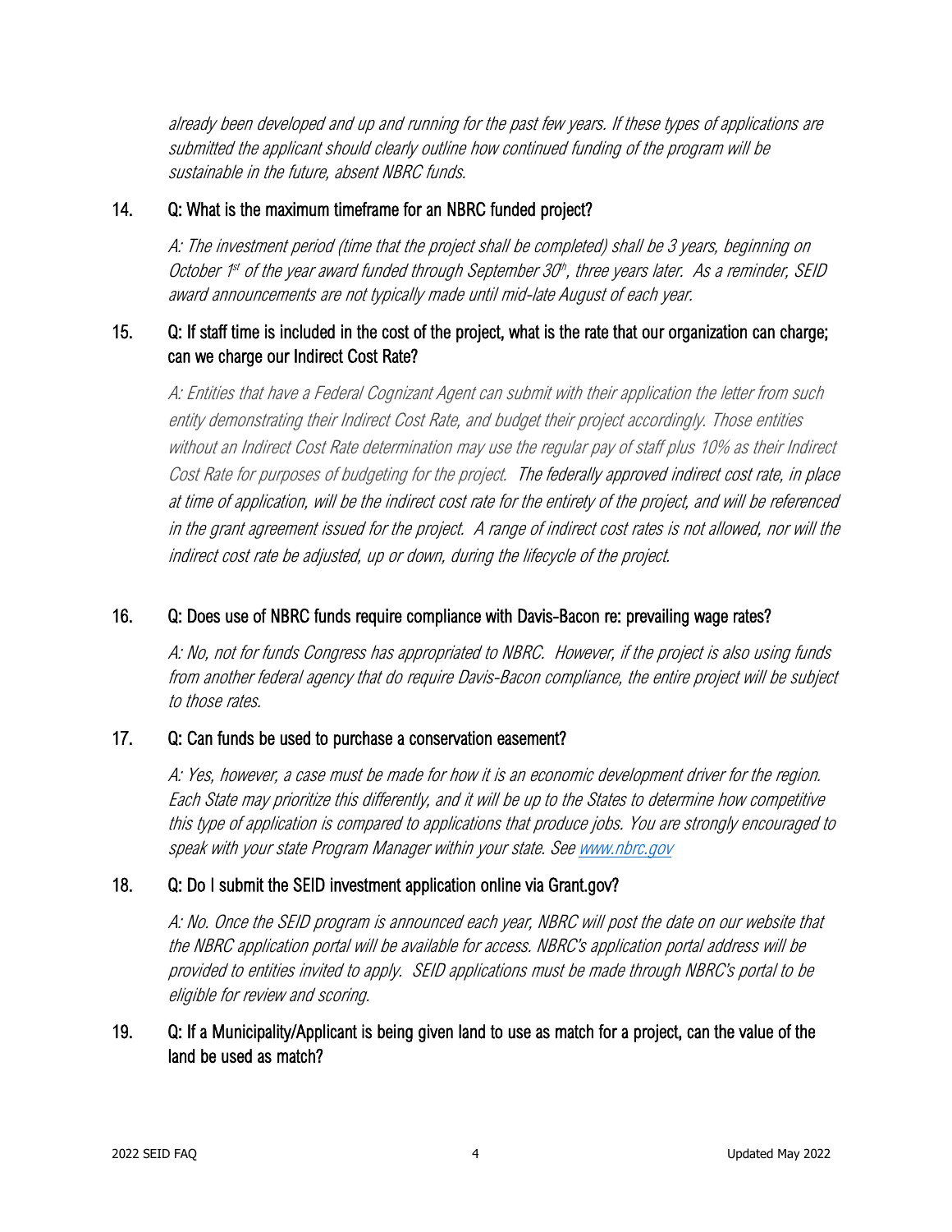*already been developed and up and running for the past few years. If these types of applications are submitted the applicant should clearly outline how continued funding of the program will be sustainable in the future, absent NBRC funds.*

14. Q: What is the maximum timeframe for an NBRC funded project?

    *A: The investment period (time that the project shall be completed) shall be 3 years, beginning on October 1st of the year award funded through September 30th, three years later. As a reminder, SEID award announcements are not typically made until mid-late August of each year.*

15. Q: If staff time is included in the cost of the project, what is the rate that our organization can charge; can we charge our Indirect Cost Rate?

    *A: Entities that have a Federal Cognizant Agent can submit with their application the letter from such entity demonstrating their Indirect Cost Rate, and budget their project accordingly. Those entities without an Indirect Cost Rate determination may use the regular pay of staff plus 10% as their Indirect Cost Rate for purposes of budgeting for the project. The federally approved indirect cost rate, in place at time of application, will be the indirect cost rate for the entirety of the project, and will be referenced in the grant agreement issued for the project. A range of indirect cost rates is not allowed, nor will the indirect cost rate be adjusted, up or down, during the lifecycle of the project.*

16. Q: Does use of NBRC funds require compliance with Davis-Bacon re: prevailing wage rates?

    *A: No, not for funds Congress has appropriated to NBRC. However, if the project is also using funds from another federal agency that do require Davis-Bacon compliance, the entire project will be subject to those rates.*

17. Q: Can funds be used to purchase a conservation easement?

    *A: Yes, however, a case must be made for how it is an economic development driver for the region. Each State may prioritize this differently, and it will be up to the States to determine how competitive this type of application is compared to applications that produce jobs. You are strongly encouraged to speak with your state Program Manager within your state. See [www.nbrc.gov](http://www.nbrc.gov)*

18. Q: Do I submit the SEID investment application online via Grant.gov?

    *A: No. Once the SEID program is announced each year, NBRC will post the date on our website that the NBRC application portal will be available for access. NBRC's application portal address will be provided to entities invited to apply. SEID applications must be made through NBRC's portal to be eligible for review and scoring.*

19. Q: If a Municipality/Applicant is being given land to use as match for a project, can the value of the land be used as match?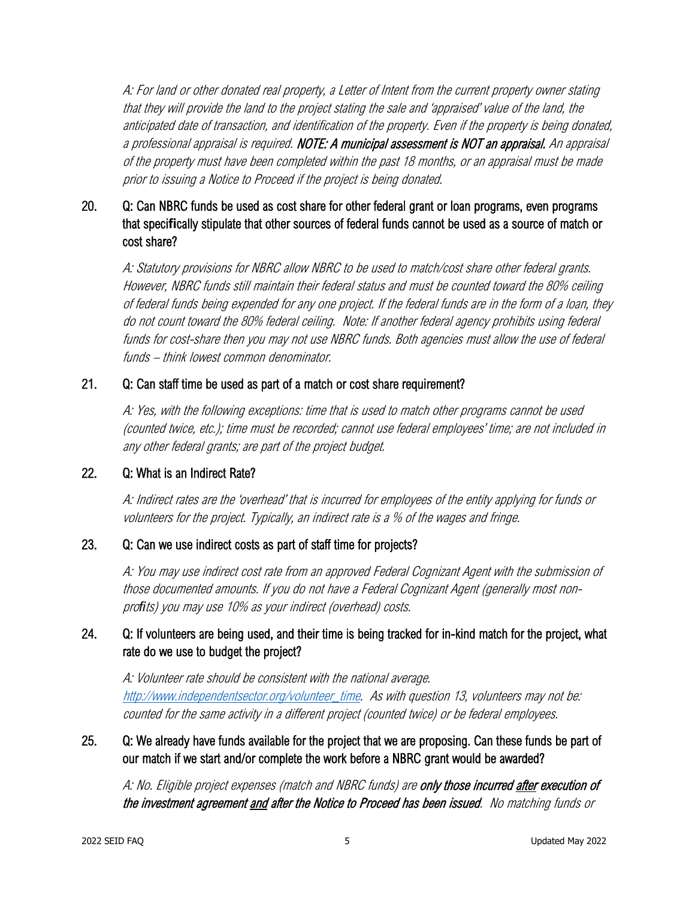*A: For land or other donated real property, a Letter of Intent from the current property owner stating that they will provide the land to the project stating the sale and 'appraised' value of the land, the anticipated date of transaction, and identification of the property. Even if the property is being donated, a professional appraisal is required.* ***NOTE: A municipal assessment is NOT an appraisal.*** *An appraisal of the property must have been completed within the past 18 months, or an appraisal must be made prior to issuing a Notice to Proceed if the project is being donated.*

20. Q: Can NBRC funds be used as cost share for other federal grant or loan programs, even programs that specifically stipulate that other sources of federal funds cannot be used as a source of match or cost share?

    *A: Statutory provisions for NBRC allow NBRC to be used to match/cost share other federal grants. However, NBRC funds still maintain their federal status and must be counted toward the 80% ceiling of federal funds being expended for any one project. If the federal funds are in the form of a loan, they do not count toward the 80% federal ceiling. Note: If another federal agency prohibits using federal funds for cost-share then you may not use NBRC funds. Both agencies must allow the use of federal funds – think lowest common denominator.*

21. Q: Can staff time be used as part of a match or cost share requirement?

    *A: Yes, with the following exceptions: time that is used to match other programs cannot be used (counted twice, etc.); time must be recorded; cannot use federal employees' time; are not included in any other federal grants; are part of the project budget.*

22. Q: What is an Indirect Rate?

    *A: Indirect rates are the 'overhead' that is incurred for employees of the entity applying for funds or volunteers for the project. Typically, an indirect rate is a % of the wages and fringe.*

23. Q: Can we use indirect costs as part of staff time for projects?

    *A: You may use indirect cost rate from an approved Federal Cognizant Agent with the submission of those documented amounts. If you do not have a Federal Cognizant Agent (generally most non-profits) you may use 10% as your indirect (overhead) costs.*

24. Q: If volunteers are being used, and their time is being tracked for in-kind match for the project, what rate do we use to budget the project?

    *A: Volunteer rate should be consistent with the national average. [http://www.independentsector.org/volunteer_time](http://www.independentsector.org/volunteer_time). As with question 13, volunteers may not be: counted for the same activity in a different project (counted twice) or be federal employees.*

25. Q: We already have funds available for the project that we are proposing. Can these funds be part of our match if we start and/or complete the work before a NBRC grant would be awarded?

    *A: No. Eligible project expenses (match and NBRC funds) are* ***only those incurred <u>after</u> execution of the investment agreement <u>and</u> after the Notice to Proceed has been issued****. No matching funds or*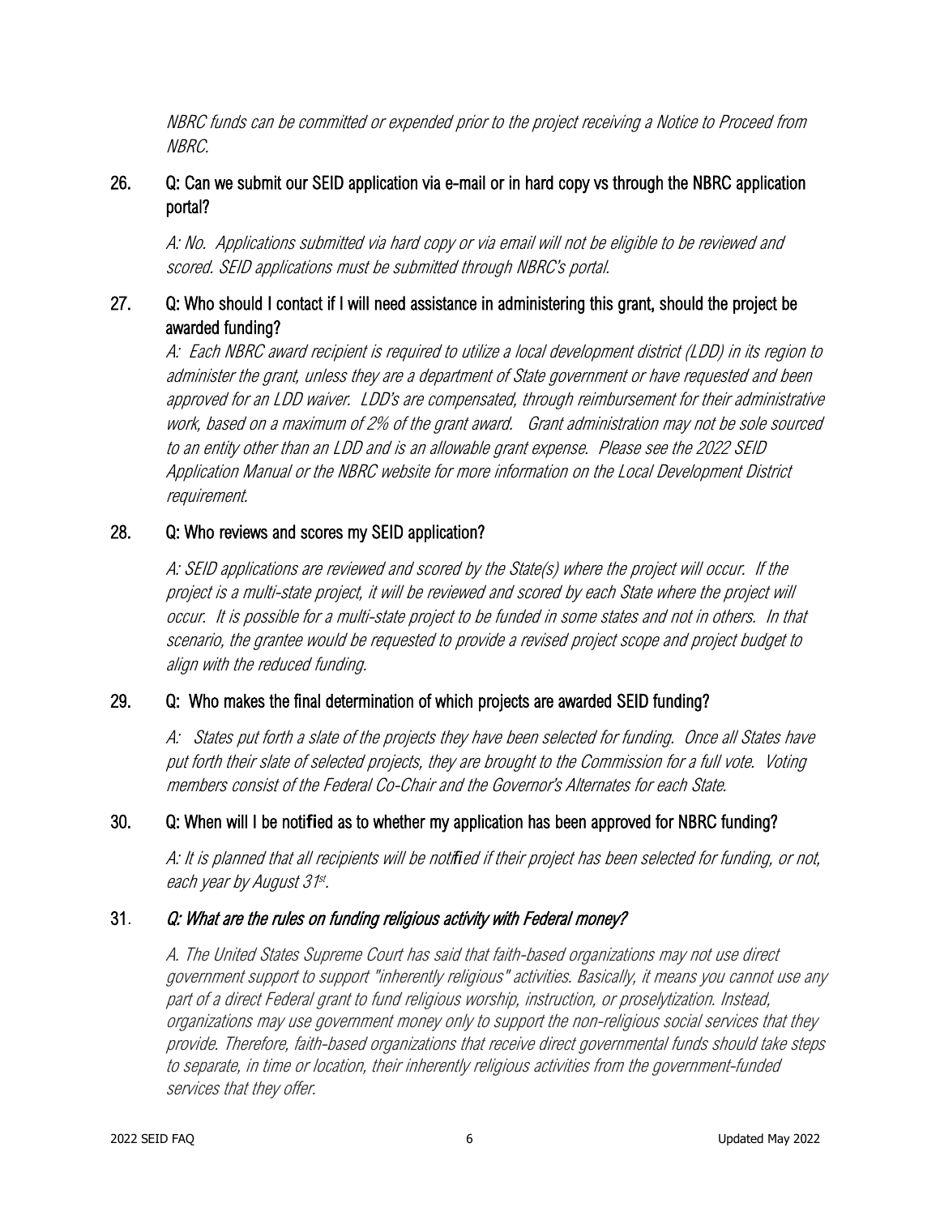*NBRC funds can be committed or expended prior to the project receiving a Notice to Proceed from NBRC.*

### 26. Q: Can we submit our SEID application via e-mail or in hard copy vs through the NBRC application portal?

*A: No. Applications submitted via hard copy or via email will not be eligible to be reviewed and scored. SEID applications must be submitted through NBRC's portal.*

### 27. Q: Who should I contact if I will need assistance in administering this grant, should the project be awarded funding?

*A: Each NBRC award recipient is required to utilize a local development district (LDD) in its region to administer the grant, unless they are a department of State government or have requested and been approved for an LDD waiver. LDD's are compensated, through reimbursement for their administrative work, based on a maximum of 2% of the grant award. Grant administration may not be sole sourced to an entity other than an LDD and is an allowable grant expense. Please see the 2022 SEID Application Manual or the NBRC website for more information on the Local Development District requirement.*

### 28. Q: Who reviews and scores my SEID application?

*A: SEID applications are reviewed and scored by the State(s) where the project will occur. If the project is a multi-state project, it will be reviewed and scored by each State where the project will occur. It is possible for a multi-state project to be funded in some states and not in others. In that scenario, the grantee would be requested to provide a revised project scope and project budget to align with the reduced funding.*

### 29. Q: Who makes the final determination of which projects are awarded SEID funding?

*A: States put forth a slate of the projects they have been selected for funding. Once all States have put forth their slate of selected projects, they are brought to the Commission for a full vote. Voting members consist of the Federal Co-Chair and the Governor's Alternates for each State.*

### 30. Q: When will I be notified as to whether my application has been approved for NBRC funding?

*A: It is planned that all recipients will be notfiied if their project has been selected for funding, or not, each year by August 31st.*

### 31. *Q: What are the rules on funding religious activity with Federal money?*

*A. The United States Supreme Court has said that faith-based organizations may not use direct government support to support "inherently religious" activities. Basically, it means you cannot use any part of a direct Federal grant to fund religious worship, instruction, or proselytization. Instead, organizations may use government money only to support the non-religious social services that they provide. Therefore, faith-based organizations that receive direct governmental funds should take steps to separate, in time or location, their inherently religious activities from the government-funded services that they offer.*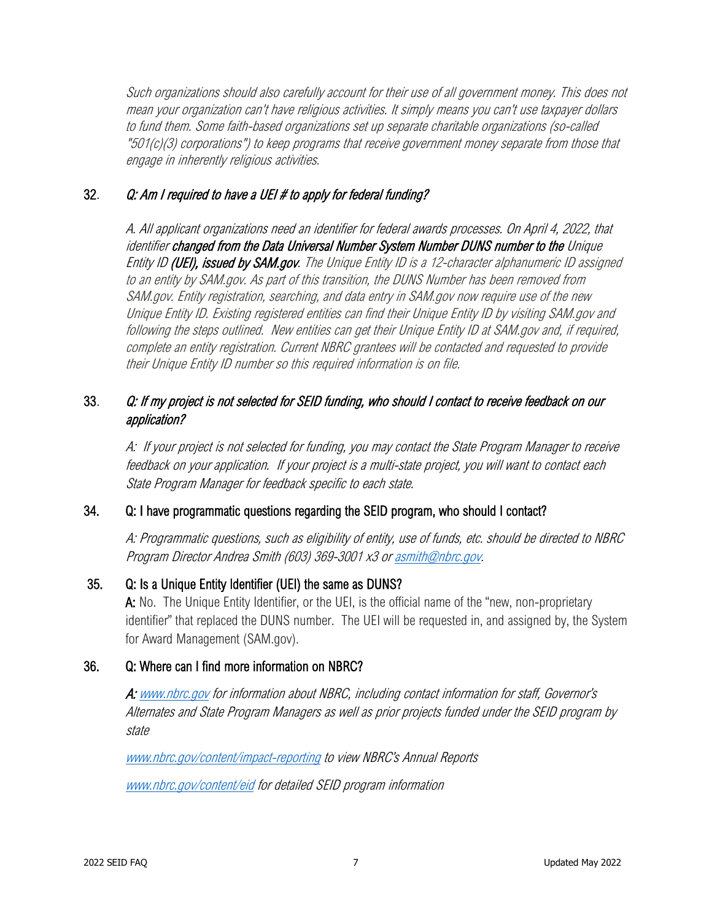*Such organizations should also carefully account for their use of all government money. This does not mean your organization can't have religious activities. It simply means you can't use taxpayer dollars to fund them. Some faith-based organizations set up separate charitable organizations (so-called "501(c)(3) corporations") to keep programs that receive government money separate from those that engage in inherently religious activities.*

32. ***Q: Am I required to have a UEI # to apply for federal funding?***

*A. All applicant organizations need an identifier for federal awards processes. On April 4, 2022, that identifier* ***changed from the Data Universal Number System Number DUNS number to the*** *Unique Entity ID* ***(UEI), issued by SAM.gov****. The Unique Entity ID is a 12-character alphanumeric ID assigned to an entity by SAM.gov. As part of this transition, the DUNS Number has been removed from SAM.gov. Entity registration, searching, and data entry in SAM.gov now require use of the new Unique Entity ID. Existing registered entities can find their Unique Entity ID by visiting SAM.gov and following the steps outlined. New entities can get their Unique Entity ID at SAM.gov and, if required, complete an entity registration. Current NBRC grantees will be contacted and requested to provide their Unique Entity ID number so this required information is on file.*

33. ***Q: If my project is not selected for SEID funding, who should I contact to receive feedback on our application?***

*A: If your project is not selected for funding, you may contact the State Program Manager to receive feedback on your application. If your project is a multi-state project, you will want to contact each State Program Manager for feedback specific to each state.*

34. Q: I have programmatic questions regarding the SEID program, who should I contact?

*A: Programmatic questions, such as eligibility of entity, use of funds, etc. should be directed to NBRC Program Director Andrea Smith (603) 369-3001 x3 or asmith@nbrc.gov.*

35. Q: Is a Unique Entity Identifier (UEI) the same as DUNS?

**A:** No. The Unique Entity Identifier, or the UEI, is the official name of the "new, non-proprietary identifier" that replaced the DUNS number. The UEI will be requested in, and assigned by, the System for Award Management (SAM.gov).

36. Q: Where can I find more information on NBRC?

***A:*** *www.nbrc.gov for information about NBRC, including contact information for staff, Governor's Alternates and State Program Managers as well as prior projects funded under the SEID program by state*

*www.nbrc.gov/content/impact-reporting to view NBRC's Annual Reports*

*www.nbrc.gov/content/eid for detailed SEID program information*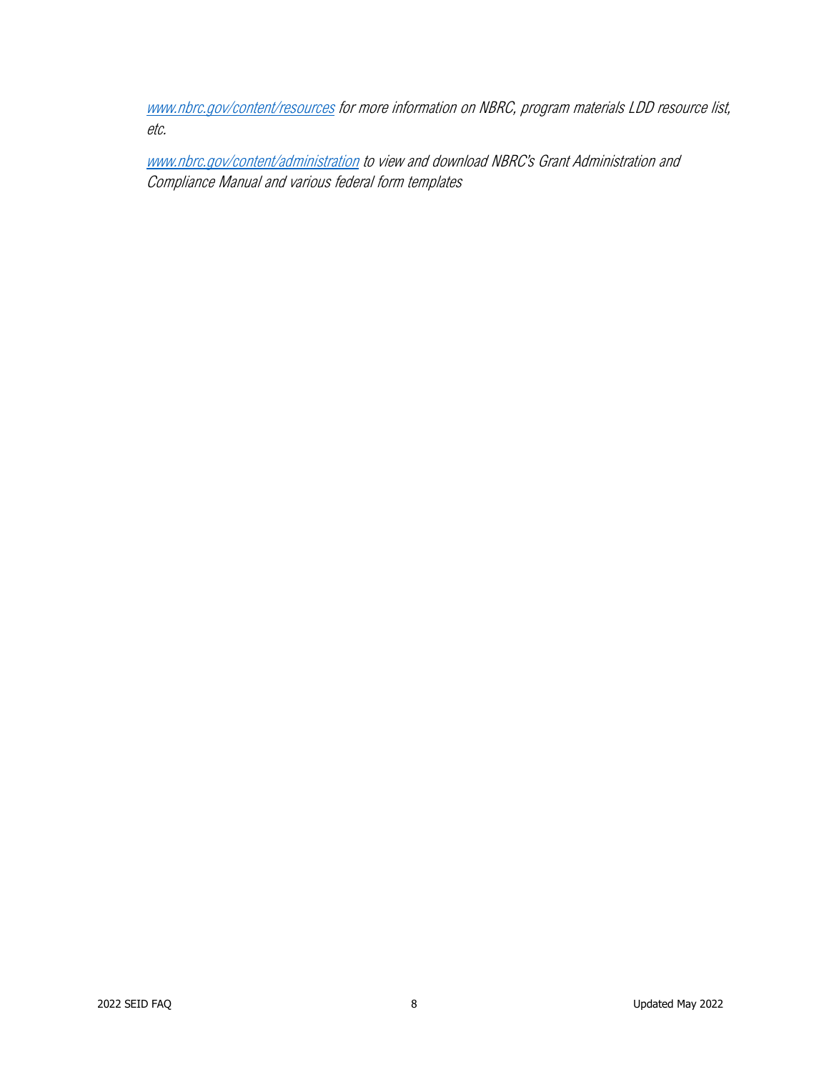*[www.nbrc.gov/content/resources](http://www.nbrc.gov/content/resources) for more information on NBRC, program materials LDD resource list, etc.*

*[www.nbrc.gov/content/administration](http://www.nbrc.gov/content/administration) to view and download NBRC's Grant Administration and Compliance Manual and various federal form templates*